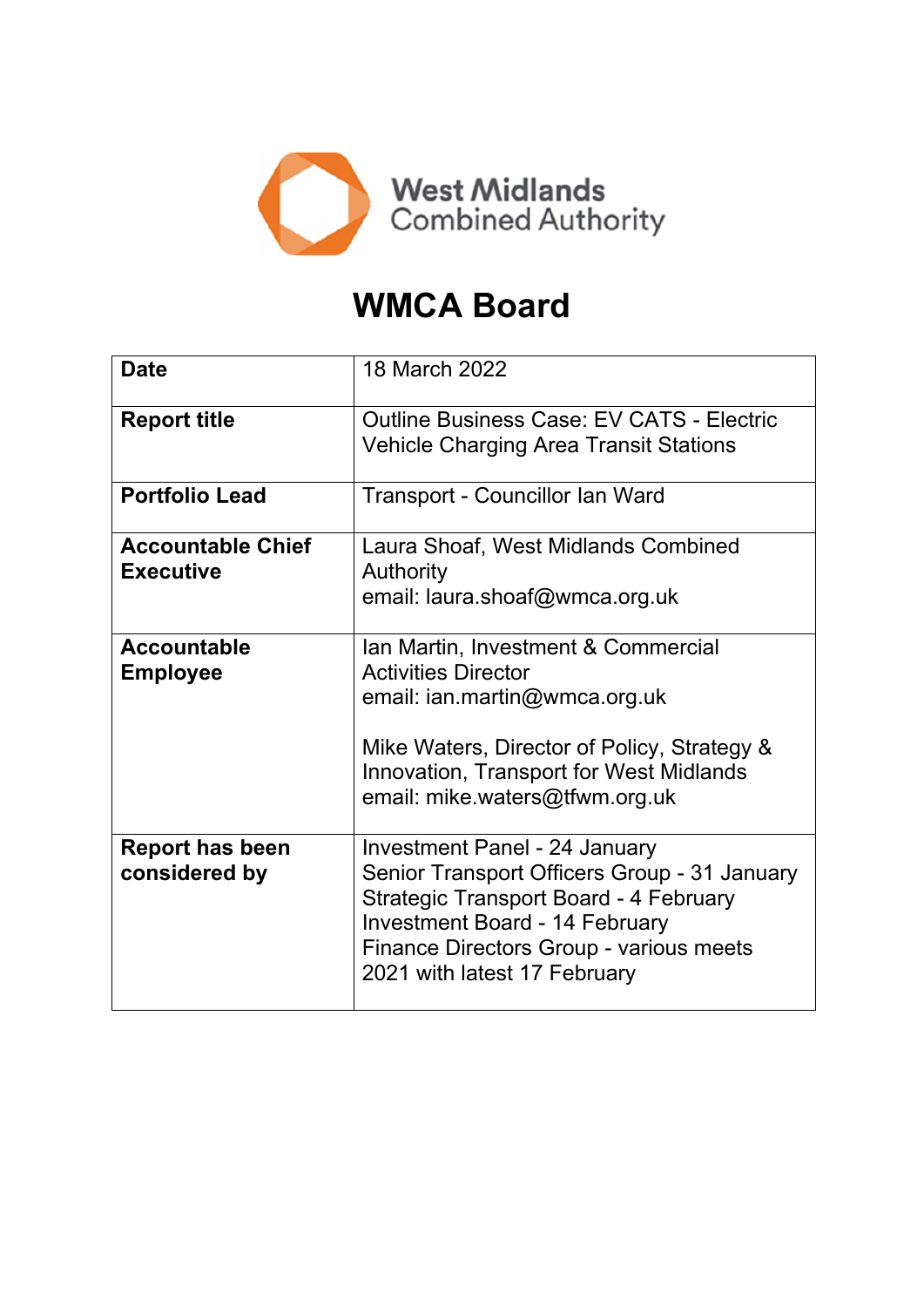West Midlands Combined Authority

# WMCA Board

| Date | 18 March 2022 |
|---|---|
| **Report title** | Outline Business Case: EV CATS - Electric Vehicle Charging Area Transit Stations |
| **Portfolio Lead** | Transport - Councillor Ian Ward |
| **Accountable Chief Executive** | Laura Shoaf, West Midlands Combined Authority<br>email: laura.shoaf@wmca.org.uk |
| **Accountable Employee** | Ian Martin, Investment & Commercial Activities Director<br>email: ian.martin@wmca.org.uk<br><br>Mike Waters, Director of Policy, Strategy & Innovation, Transport for West Midlands<br>email: mike.waters@tfwm.org.uk |
| **Report has been considered by** | Investment Panel - 24 January<br>Senior Transport Officers Group - 31 January<br>Strategic Transport Board - 4 February<br>Investment Board - 14 February<br>Finance Directors Group - various meets 2021 with latest 17 February |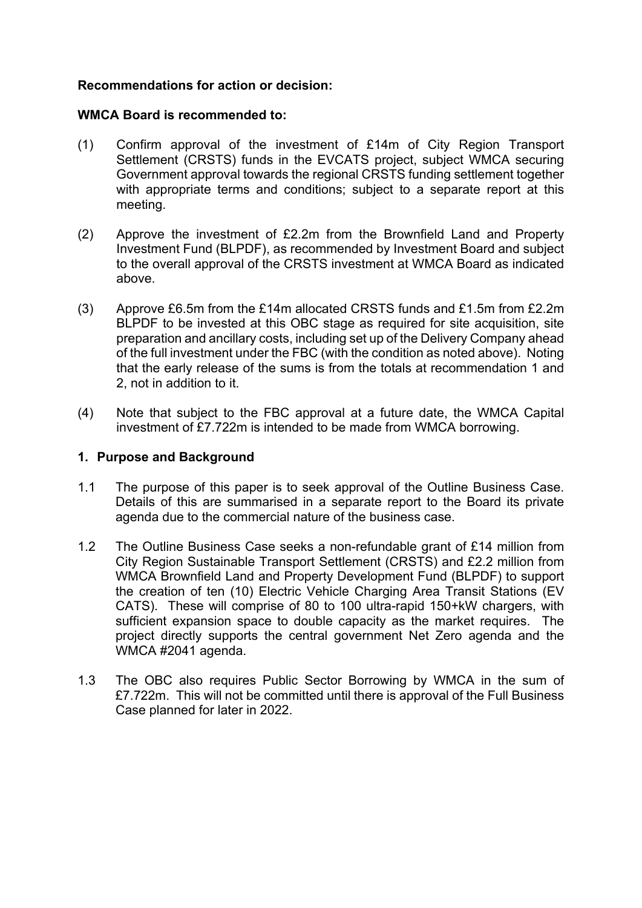**Recommendations for action or decision:**

**WMCA Board is recommended to:**

(1) Confirm approval of the investment of £14m of City Region Transport Settlement (CRSTS) funds in the EVCATS project, subject WMCA securing Government approval towards the regional CRSTS funding settlement together with appropriate terms and conditions; subject to a separate report at this meeting.

(2) Approve the investment of £2.2m from the Brownfield Land and Property Investment Fund (BLPDF), as recommended by Investment Board and subject to the overall approval of the CRSTS investment at WMCA Board as indicated above.

(3) Approve £6.5m from the £14m allocated CRSTS funds and £1.5m from £2.2m BLPDF to be invested at this OBC stage as required for site acquisition, site preparation and ancillary costs, including set up of the Delivery Company ahead of the full investment under the FBC (with the condition as noted above). Noting that the early release of the sums is from the totals at recommendation 1 and 2, not in addition to it.

(4) Note that subject to the FBC approval at a future date, the WMCA Capital investment of £7.722m is intended to be made from WMCA borrowing.

## 1. Purpose and Background

1.1 The purpose of this paper is to seek approval of the Outline Business Case. Details of this are summarised in a separate report to the Board its private agenda due to the commercial nature of the business case.

1.2 The Outline Business Case seeks a non-refundable grant of £14 million from City Region Sustainable Transport Settlement (CRSTS) and £2.2 million from WMCA Brownfield Land and Property Development Fund (BLPDF) to support the creation of ten (10) Electric Vehicle Charging Area Transit Stations (EV CATS). These will comprise of 80 to 100 ultra-rapid 150+kW chargers, with sufficient expansion space to double capacity as the market requires. The project directly supports the central government Net Zero agenda and the WMCA #2041 agenda.

1.3 The OBC also requires Public Sector Borrowing by WMCA in the sum of £7.722m. This will not be committed until there is approval of the Full Business Case planned for later in 2022.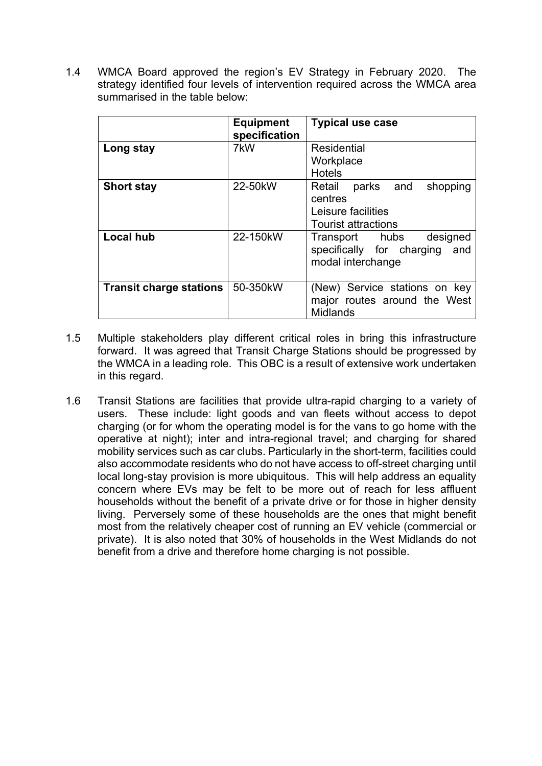1.4 WMCA Board approved the region's EV Strategy in February 2020. The strategy identified four levels of intervention required across the WMCA area summarised in the table below:

| | Equipment specification | Typical use case |
|---|---|---|
| **Long stay** | 7kW | Residential<br>Workplace<br>Hotels |
| **Short stay** | 22-50kW | Retail parks and shopping centres<br>Leisure facilities<br>Tourist attractions |
| **Local hub** | 22-150kW | Transport hubs designed specifically for charging and modal interchange |
| **Transit charge stations** | 50-350kW | (New) Service stations on key major routes around the West Midlands |

1.5 Multiple stakeholders play different critical roles in bring this infrastructure forward. It was agreed that Transit Charge Stations should be progressed by the WMCA in a leading role. This OBC is a result of extensive work undertaken in this regard.

1.6 Transit Stations are facilities that provide ultra-rapid charging to a variety of users. These include: light goods and van fleets without access to depot charging (or for whom the operating model is for the vans to go home with the operative at night); inter and intra-regional travel; and charging for shared mobility services such as car clubs. Particularly in the short-term, facilities could also accommodate residents who do not have access to off-street charging until local long-stay provision is more ubiquitous. This will help address an equality concern where EVs may be felt to be more out of reach for less affluent households without the benefit of a private drive or for those in higher density living. Perversely some of these households are the ones that might benefit most from the relatively cheaper cost of running an EV vehicle (commercial or private). It is also noted that 30% of households in the West Midlands do not benefit from a drive and therefore home charging is not possible.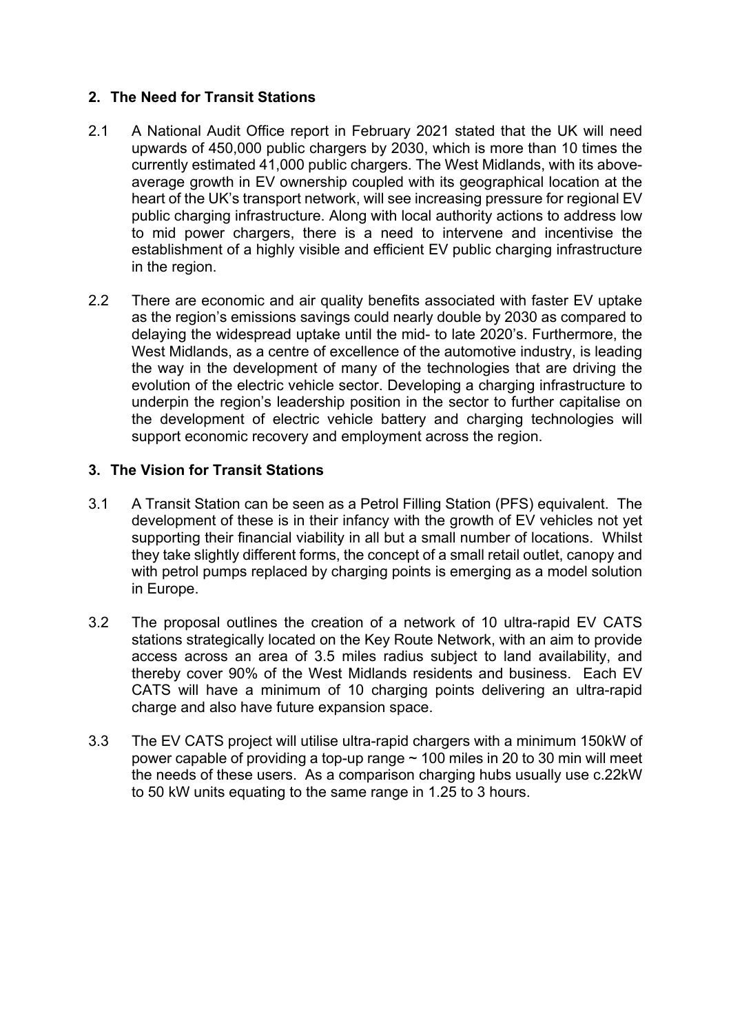## 2. The Need for Transit Stations

2.1 A National Audit Office report in February 2021 stated that the UK will need upwards of 450,000 public chargers by 2030, which is more than 10 times the currently estimated 41,000 public chargers. The West Midlands, with its above-average growth in EV ownership coupled with its geographical location at the heart of the UK's transport network, will see increasing pressure for regional EV public charging infrastructure. Along with local authority actions to address low to mid power chargers, there is a need to intervene and incentivise the establishment of a highly visible and efficient EV public charging infrastructure in the region.

2.2 There are economic and air quality benefits associated with faster EV uptake as the region's emissions savings could nearly double by 2030 as compared to delaying the widespread uptake until the mid- to late 2020's. Furthermore, the West Midlands, as a centre of excellence of the automotive industry, is leading the way in the development of many of the technologies that are driving the evolution of the electric vehicle sector. Developing a charging infrastructure to underpin the region's leadership position in the sector to further capitalise on the development of electric vehicle battery and charging technologies will support economic recovery and employment across the region.

## 3. The Vision for Transit Stations

3.1 A Transit Station can be seen as a Petrol Filling Station (PFS) equivalent. The development of these is in their infancy with the growth of EV vehicles not yet supporting their financial viability in all but a small number of locations. Whilst they take slightly different forms, the concept of a small retail outlet, canopy and with petrol pumps replaced by charging points is emerging as a model solution in Europe.

3.2 The proposal outlines the creation of a network of 10 ultra-rapid EV CATS stations strategically located on the Key Route Network, with an aim to provide access across an area of 3.5 miles radius subject to land availability, and thereby cover 90% of the West Midlands residents and business. Each EV CATS will have a minimum of 10 charging points delivering an ultra-rapid charge and also have future expansion space.

3.3 The EV CATS project will utilise ultra-rapid chargers with a minimum 150kW of power capable of providing a top-up range ~ 100 miles in 20 to 30 min will meet the needs of these users. As a comparison charging hubs usually use c.22kW to 50 kW units equating to the same range in 1.25 to 3 hours.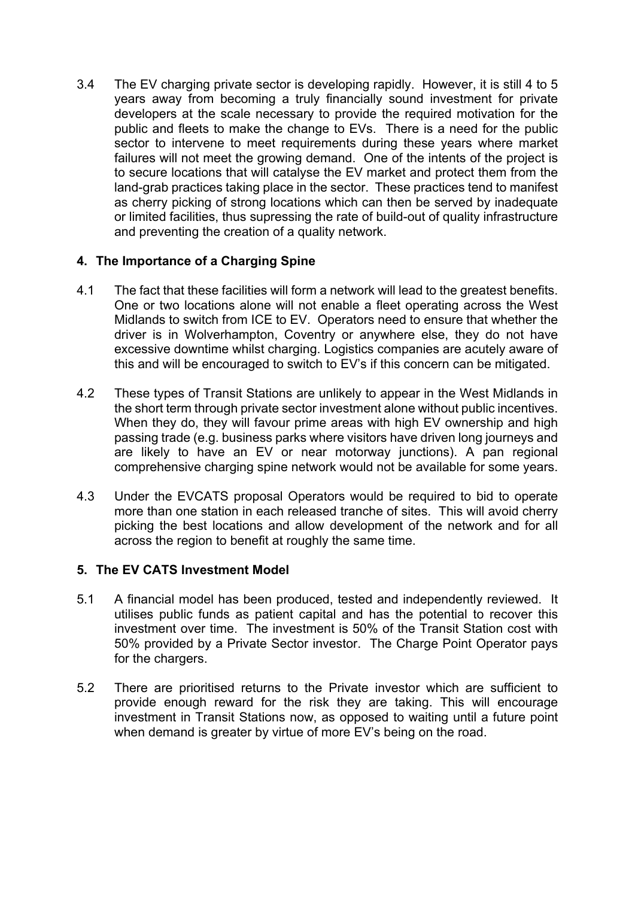3.4 The EV charging private sector is developing rapidly. However, it is still 4 to 5 years away from becoming a truly financially sound investment for private developers at the scale necessary to provide the required motivation for the public and fleets to make the change to EVs. There is a need for the public sector to intervene to meet requirements during these years where market failures will not meet the growing demand. One of the intents of the project is to secure locations that will catalyse the EV market and protect them from the land-grab practices taking place in the sector. These practices tend to manifest as cherry picking of strong locations which can then be served by inadequate or limited facilities, thus supressing the rate of build-out of quality infrastructure and preventing the creation of a quality network.

## 4. The Importance of a Charging Spine

4.1 The fact that these facilities will form a network will lead to the greatest benefits. One or two locations alone will not enable a fleet operating across the West Midlands to switch from ICE to EV. Operators need to ensure that whether the driver is in Wolverhampton, Coventry or anywhere else, they do not have excessive downtime whilst charging. Logistics companies are acutely aware of this and will be encouraged to switch to EV's if this concern can be mitigated.

4.2 These types of Transit Stations are unlikely to appear in the West Midlands in the short term through private sector investment alone without public incentives. When they do, they will favour prime areas with high EV ownership and high passing trade (e.g. business parks where visitors have driven long journeys and are likely to have an EV or near motorway junctions). A pan regional comprehensive charging spine network would not be available for some years.

4.3 Under the EVCATS proposal Operators would be required to bid to operate more than one station in each released tranche of sites. This will avoid cherry picking the best locations and allow development of the network and for all across the region to benefit at roughly the same time.

## 5. The EV CATS Investment Model

5.1 A financial model has been produced, tested and independently reviewed. It utilises public funds as patient capital and has the potential to recover this investment over time. The investment is 50% of the Transit Station cost with 50% provided by a Private Sector investor. The Charge Point Operator pays for the chargers.

5.2 There are prioritised returns to the Private investor which are sufficient to provide enough reward for the risk they are taking. This will encourage investment in Transit Stations now, as opposed to waiting until a future point when demand is greater by virtue of more EV's being on the road.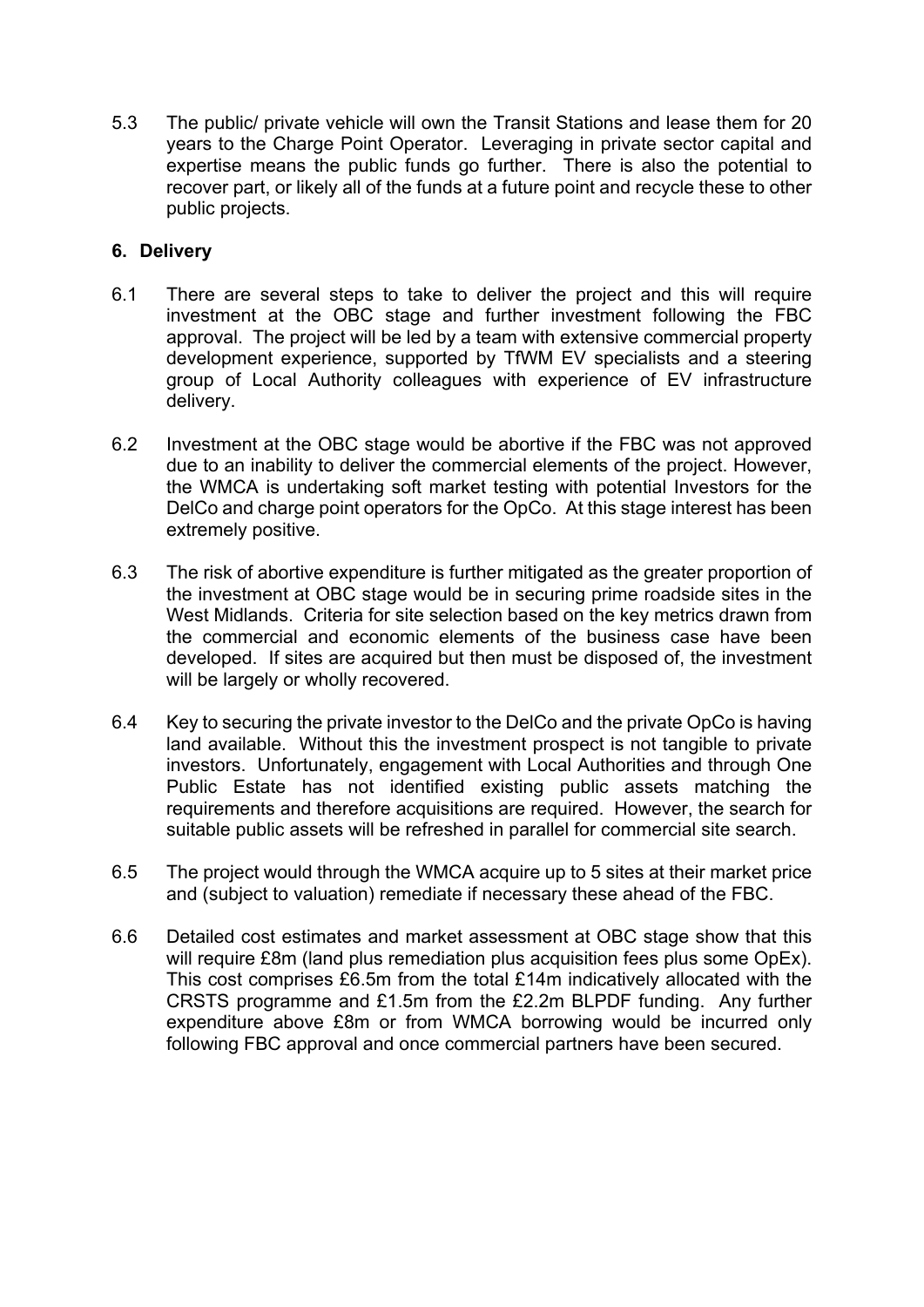5.3 The public/ private vehicle will own the Transit Stations and lease them for 20 years to the Charge Point Operator. Leveraging in private sector capital and expertise means the public funds go further. There is also the potential to recover part, or likely all of the funds at a future point and recycle these to other public projects.

## 6. Delivery

6.1 There are several steps to take to deliver the project and this will require investment at the OBC stage and further investment following the FBC approval. The project will be led by a team with extensive commercial property development experience, supported by TfWM EV specialists and a steering group of Local Authority colleagues with experience of EV infrastructure delivery.

6.2 Investment at the OBC stage would be abortive if the FBC was not approved due to an inability to deliver the commercial elements of the project. However, the WMCA is undertaking soft market testing with potential Investors for the DelCo and charge point operators for the OpCo. At this stage interest has been extremely positive.

6.3 The risk of abortive expenditure is further mitigated as the greater proportion of the investment at OBC stage would be in securing prime roadside sites in the West Midlands. Criteria for site selection based on the key metrics drawn from the commercial and economic elements of the business case have been developed. If sites are acquired but then must be disposed of, the investment will be largely or wholly recovered.

6.4 Key to securing the private investor to the DelCo and the private OpCo is having land available. Without this the investment prospect is not tangible to private investors. Unfortunately, engagement with Local Authorities and through One Public Estate has not identified existing public assets matching the requirements and therefore acquisitions are required. However, the search for suitable public assets will be refreshed in parallel for commercial site search.

6.5 The project would through the WMCA acquire up to 5 sites at their market price and (subject to valuation) remediate if necessary these ahead of the FBC.

6.6 Detailed cost estimates and market assessment at OBC stage show that this will require £8m (land plus remediation plus acquisition fees plus some OpEx). This cost comprises £6.5m from the total £14m indicatively allocated with the CRSTS programme and £1.5m from the £2.2m BLPDF funding. Any further expenditure above £8m or from WMCA borrowing would be incurred only following FBC approval and once commercial partners have been secured.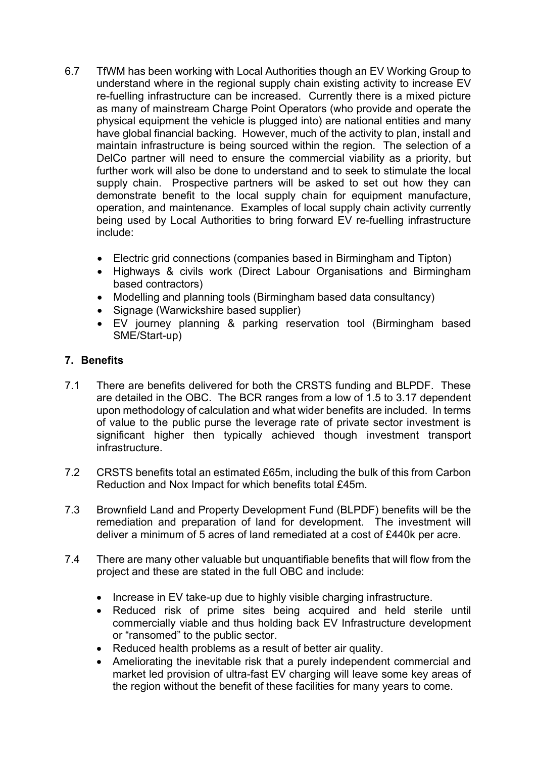6.7 TfWM has been working with Local Authorities though an EV Working Group to understand where in the regional supply chain existing activity to increase EV re-fuelling infrastructure can be increased. Currently there is a mixed picture as many of mainstream Charge Point Operators (who provide and operate the physical equipment the vehicle is plugged into) are national entities and many have global financial backing. However, much of the activity to plan, install and maintain infrastructure is being sourced within the region. The selection of a DelCo partner will need to ensure the commercial viability as a priority, but further work will also be done to understand and to seek to stimulate the local supply chain. Prospective partners will be asked to set out how they can demonstrate benefit to the local supply chain for equipment manufacture, operation, and maintenance. Examples of local supply chain activity currently being used by Local Authorities to bring forward EV re-fuelling infrastructure include:

- Electric grid connections (companies based in Birmingham and Tipton)
- Highways & civils work (Direct Labour Organisations and Birmingham based contractors)
- Modelling and planning tools (Birmingham based data consultancy)
- Signage (Warwickshire based supplier)
- EV journey planning & parking reservation tool (Birmingham based SME/Start-up)

## 7. Benefits

7.1 There are benefits delivered for both the CRSTS funding and BLPDF. These are detailed in the OBC. The BCR ranges from a low of 1.5 to 3.17 dependent upon methodology of calculation and what wider benefits are included. In terms of value to the public purse the leverage rate of private sector investment is significant higher then typically achieved though investment transport infrastructure.

7.2 CRSTS benefits total an estimated £65m, including the bulk of this from Carbon Reduction and Nox Impact for which benefits total £45m.

7.3 Brownfield Land and Property Development Fund (BLPDF) benefits will be the remediation and preparation of land for development. The investment will deliver a minimum of 5 acres of land remediated at a cost of £440k per acre.

7.4 There are many other valuable but unquantifiable benefits that will flow from the project and these are stated in the full OBC and include:

- Increase in EV take-up due to highly visible charging infrastructure.
- Reduced risk of prime sites being acquired and held sterile until commercially viable and thus holding back EV Infrastructure development or "ransomed" to the public sector.
- Reduced health problems as a result of better air quality.
- Ameliorating the inevitable risk that a purely independent commercial and market led provision of ultra-fast EV charging will leave some key areas of the region without the benefit of these facilities for many years to come.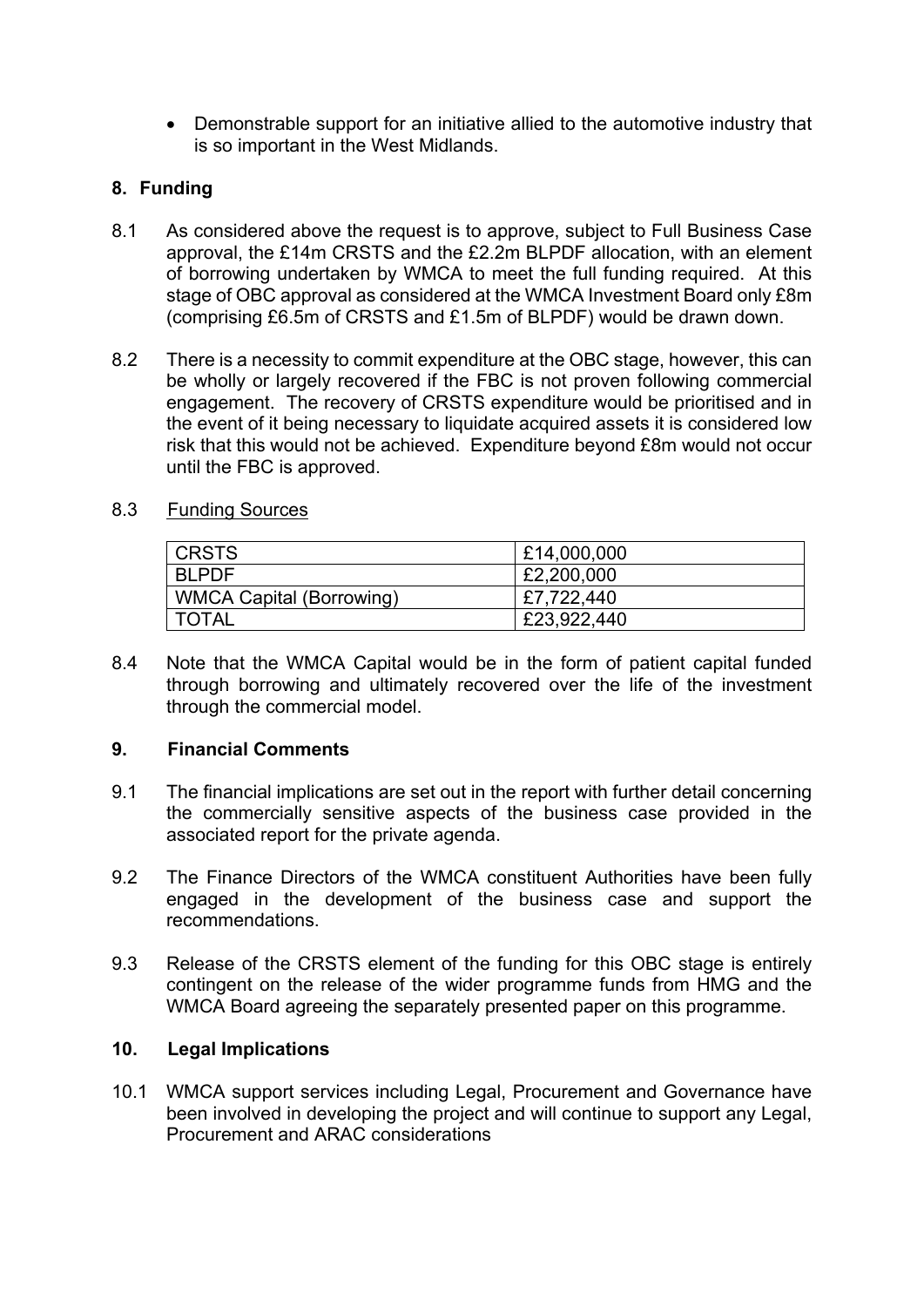- Demonstrable support for an initiative allied to the automotive industry that is so important in the West Midlands.

## 8. Funding

8.1 As considered above the request is to approve, subject to Full Business Case approval, the £14m CRSTS and the £2.2m BLPDF allocation, with an element of borrowing undertaken by WMCA to meet the full funding required. At this stage of OBC approval as considered at the WMCA Investment Board only £8m (comprising £6.5m of CRSTS and £1.5m of BLPDF) would be drawn down.

8.2 There is a necessity to commit expenditure at the OBC stage, however, this can be wholly or largely recovered if the FBC is not proven following commercial engagement. The recovery of CRSTS expenditure would be prioritised and in the event of it being necessary to liquidate acquired assets it is considered low risk that this would not be achieved. Expenditure beyond £8m would not occur until the FBC is approved.

8.3 Funding Sources

| | |
|---|---|
| CRSTS | £14,000,000 |
| BLPDF | £2,200,000 |
| WMCA Capital (Borrowing) | £7,722,440 |
| TOTAL | £23,922,440 |

8.4 Note that the WMCA Capital would be in the form of patient capital funded through borrowing and ultimately recovered over the life of the investment through the commercial model.

## 9. Financial Comments

9.1 The financial implications are set out in the report with further detail concerning the commercially sensitive aspects of the business case provided in the associated report for the private agenda.

9.2 The Finance Directors of the WMCA constituent Authorities have been fully engaged in the development of the business case and support the recommendations.

9.3 Release of the CRSTS element of the funding for this OBC stage is entirely contingent on the release of the wider programme funds from HMG and the WMCA Board agreeing the separately presented paper on this programme.

## 10. Legal Implications

10.1 WMCA support services including Legal, Procurement and Governance have been involved in developing the project and will continue to support any Legal, Procurement and ARAC considerations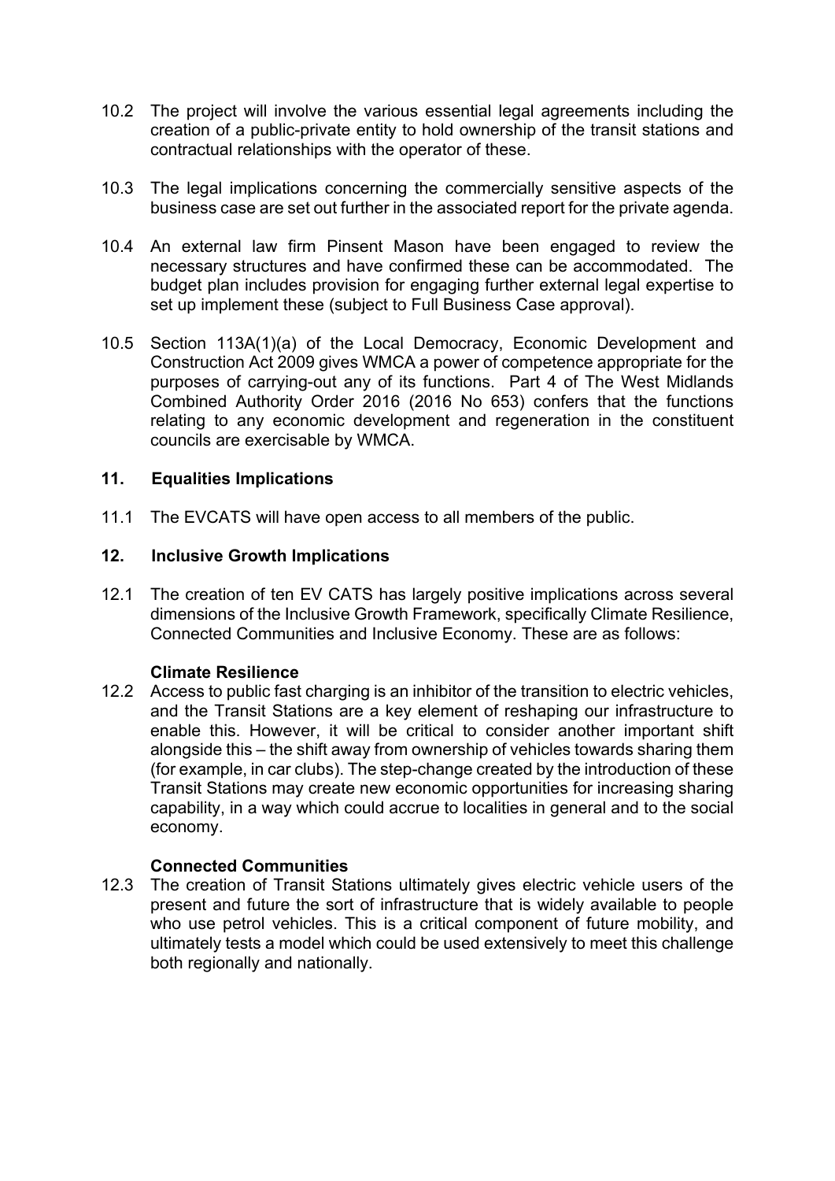10.2 The project will involve the various essential legal agreements including the creation of a public-private entity to hold ownership of the transit stations and contractual relationships with the operator of these.

10.3 The legal implications concerning the commercially sensitive aspects of the business case are set out further in the associated report for the private agenda.

10.4 An external law firm Pinsent Mason have been engaged to review the necessary structures and have confirmed these can be accommodated. The budget plan includes provision for engaging further external legal expertise to set up implement these (subject to Full Business Case approval).

10.5 Section 113A(1)(a) of the Local Democracy, Economic Development and Construction Act 2009 gives WMCA a power of competence appropriate for the purposes of carrying-out any of its functions. Part 4 of The West Midlands Combined Authority Order 2016 (2016 No 653) confers that the functions relating to any economic development and regeneration in the constituent councils are exercisable by WMCA.

## 11. Equalities Implications

11.1 The EVCATS will have open access to all members of the public.

## 12. Inclusive Growth Implications

12.1 The creation of ten EV CATS has largely positive implications across several dimensions of the Inclusive Growth Framework, specifically Climate Resilience, Connected Communities and Inclusive Economy. These are as follows:

**Climate Resilience**

12.2 Access to public fast charging is an inhibitor of the transition to electric vehicles, and the Transit Stations are a key element of reshaping our infrastructure to enable this. However, it will be critical to consider another important shift alongside this – the shift away from ownership of vehicles towards sharing them (for example, in car clubs). The step-change created by the introduction of these Transit Stations may create new economic opportunities for increasing sharing capability, in a way which could accrue to localities in general and to the social economy.

**Connected Communities**

12.3 The creation of Transit Stations ultimately gives electric vehicle users of the present and future the sort of infrastructure that is widely available to people who use petrol vehicles. This is a critical component of future mobility, and ultimately tests a model which could be used extensively to meet this challenge both regionally and nationally.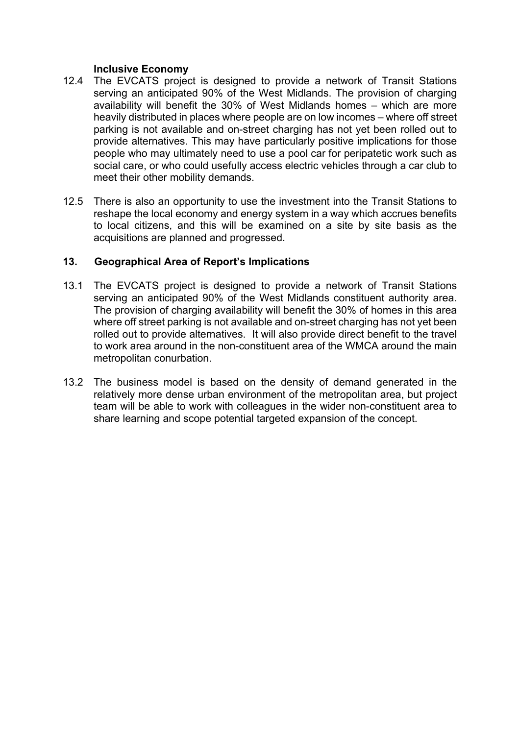**Inclusive Economy**

12.4 The EVCATS project is designed to provide a network of Transit Stations serving an anticipated 90% of the West Midlands. The provision of charging availability will benefit the 30% of West Midlands homes – which are more heavily distributed in places where people are on low incomes – where off street parking is not available and on-street charging has not yet been rolled out to provide alternatives. This may have particularly positive implications for those people who may ultimately need to use a pool car for peripatetic work such as social care, or who could usefully access electric vehicles through a car club to meet their other mobility demands.

12.5 There is also an opportunity to use the investment into the Transit Stations to reshape the local economy and energy system in a way which accrues benefits to local citizens, and this will be examined on a site by site basis as the acquisitions are planned and progressed.

## 13. Geographical Area of Report's Implications

13.1 The EVCATS project is designed to provide a network of Transit Stations serving an anticipated 90% of the West Midlands constituent authority area. The provision of charging availability will benefit the 30% of homes in this area where off street parking is not available and on-street charging has not yet been rolled out to provide alternatives. It will also provide direct benefit to the travel to work area around in the non-constituent area of the WMCA around the main metropolitan conurbation.

13.2 The business model is based on the density of demand generated in the relatively more dense urban environment of the metropolitan area, but project team will be able to work with colleagues in the wider non-constituent area to share learning and scope potential targeted expansion of the concept.